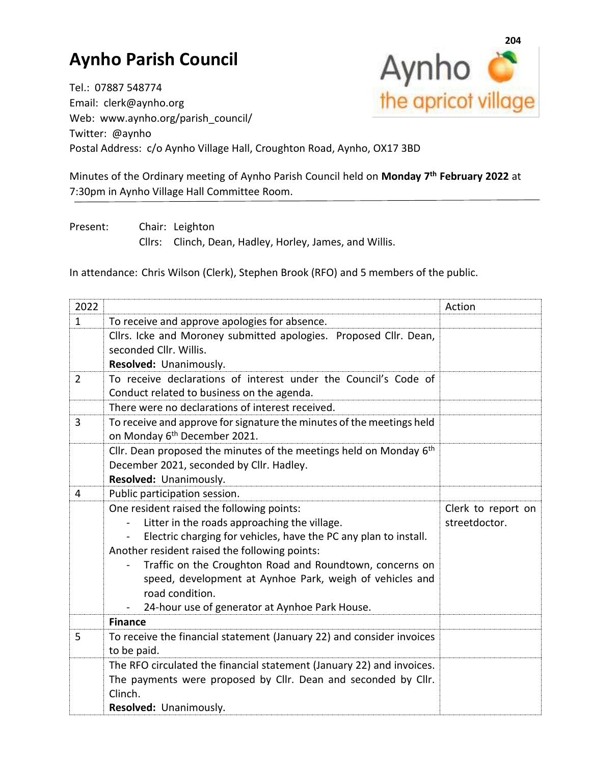# Aynho Parish Council

Tel.: 07887 548774
Email: clerk@aynho.org
Web: www.aynho.org/parish_council/
Twitter: @aynho
Postal Address: c/o Aynho Village Hall, Croughton Road, Aynho, OX17 3BD

Minutes of the Ordinary meeting of Aynho Parish Council held on **Monday 7th February 2022** at 7:30pm in Aynho Village Hall Committee Room.

Present: Chair: Leighton
Cllrs: Clinch, Dean, Hadley, Horley, James, and Willis.

In attendance: Chris Wilson (Clerk), Stephen Brook (RFO) and 5 members of the public.

| 2022 | | Action |
|---|---|---|
| 1 | To receive and approve apologies for absence. | |
| | Cllrs. Icke and Moroney submitted apologies. Proposed Cllr. Dean, seconded Cllr. Willis.<br>**Resolved:** Unanimously. | |
| 2 | To receive declarations of interest under the Council's Code of Conduct related to business on the agenda. | |
| | There were no declarations of interest received. | |
| 3 | To receive and approve for signature the minutes of the meetings held on Monday 6th December 2021. | |
| | Cllr. Dean proposed the minutes of the meetings held on Monday 6th December 2021, seconded by Cllr. Hadley.<br>**Resolved:** Unanimously. | |
| 4 | Public participation session. | |
| | One resident raised the following points:<br>- Litter in the roads approaching the village.<br>- Electric charging for vehicles, have the PC any plan to install.<br>Another resident raised the following points:<br>- Traffic on the Croughton Road and Roundtown, concerns on speed, development at Aynhoe Park, weigh of vehicles and road condition.<br>- 24-hour use of generator at Aynhoe Park House. | Clerk to report on streetdoctor. |
| | **Finance** | |
| 5 | To receive the financial statement (January 22) and consider invoices to be paid. | |
| | The RFO circulated the financial statement (January 22) and invoices. The payments were proposed by Cllr. Dean and seconded by Cllr. Clinch.<br>**Resolved:** Unanimously. | |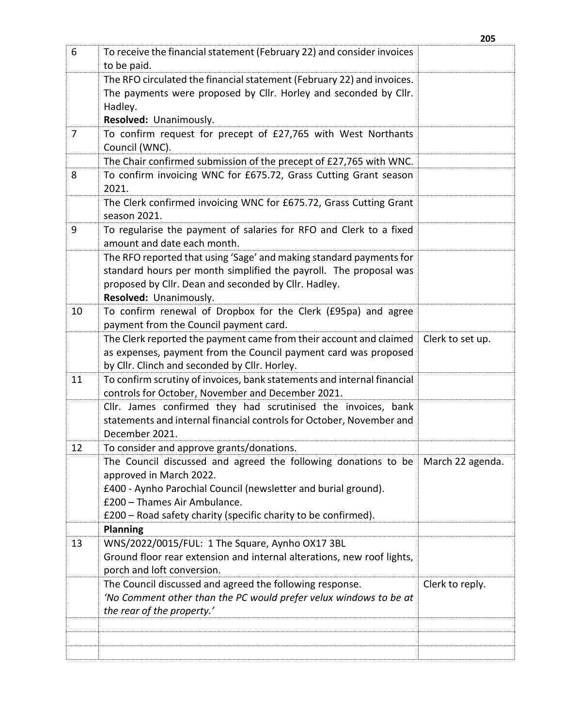| | | |
|---|---|---|
| 6 | To receive the financial statement (February 22) and consider invoices to be paid. | |
| | The RFO circulated the financial statement (February 22) and invoices. The payments were proposed by Cllr. Horley and seconded by Cllr. Hadley.<br>**Resolved:** Unanimously. | |
| 7 | To confirm request for precept of £27,765 with West Northants Council (WNC). | |
| | The Chair confirmed submission of the precept of £27,765 with WNC. | |
| 8 | To confirm invoicing WNC for £675.72, Grass Cutting Grant season 2021. | |
| | The Clerk confirmed invoicing WNC for £675.72, Grass Cutting Grant season 2021. | |
| 9 | To regularise the payment of salaries for RFO and Clerk to a fixed amount and date each month. | |
| | The RFO reported that using 'Sage' and making standard payments for standard hours per month simplified the payroll. The proposal was proposed by Cllr. Dean and seconded by Cllr. Hadley.<br>**Resolved:** Unanimously. | |
| 10 | To confirm renewal of Dropbox for the Clerk (£95pa) and agree payment from the Council payment card. | |
| | The Clerk reported the payment came from their account and claimed as expenses, payment from the Council payment card was proposed by Cllr. Clinch and seconded by Cllr. Horley. | Clerk to set up. |
| 11 | To confirm scrutiny of invoices, bank statements and internal financial controls for October, November and December 2021. | |
| | Cllr. James confirmed they had scrutinised the invoices, bank statements and internal financial controls for October, November and December 2021. | |
| 12 | To consider and approve grants/donations. | |
| | The Council discussed and agreed the following donations to be approved in March 2022.<br>£400 - Aynho Parochial Council (newsletter and burial ground).<br>£200 – Thames Air Ambulance.<br>£200 – Road safety charity (specific charity to be confirmed). | March 22 agenda. |
| | **Planning** | |
| 13 | WNS/2022/0015/FUL: 1 The Square, Aynho OX17 3BL<br>Ground floor rear extension and internal alterations, new roof lights, porch and loft conversion. | |
| | The Council discussed and agreed the following response.<br>*'No Comment other than the PC would prefer velux windows to be at the rear of the property.'* | Clerk to reply. |
| | | |
| | | |
| | | |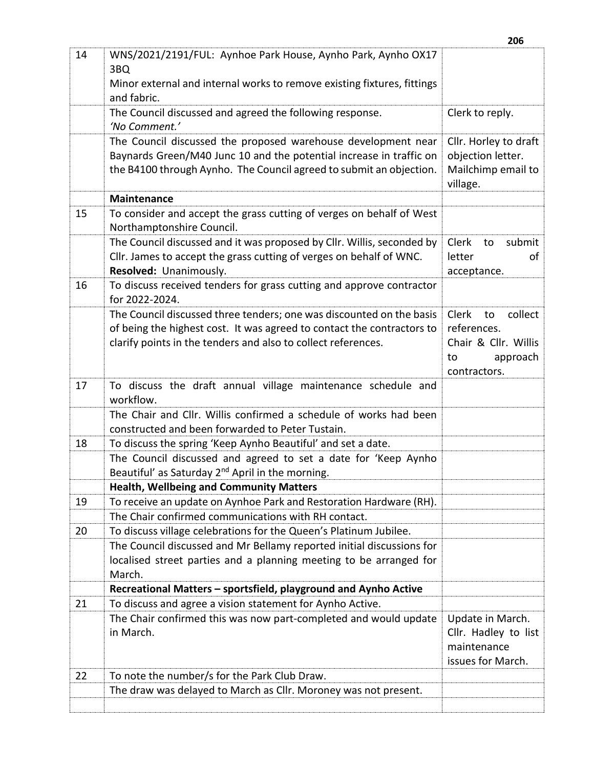| | | |
|---|---|---|
| 14 | WNS/2021/2191/FUL: Aynhoe Park House, Aynho Park, Aynho OX17 3BQ<br>Minor external and internal works to remove existing fixtures, fittings and fabric. | |
| | The Council discussed and agreed the following response.<br>*'No Comment.'* | Clerk to reply. |
| | The Council discussed the proposed warehouse development near Baynards Green/M40 Junc 10 and the potential increase in traffic on the B4100 through Aynho. The Council agreed to submit an objection. | Cllr. Horley to draft objection letter.<br>Mailchimp email to village. |
| | **Maintenance** | |
| 15 | To consider and accept the grass cutting of verges on behalf of West Northamptonshire Council. | |
| | The Council discussed and it was proposed by Cllr. Willis, seconded by Cllr. James to accept the grass cutting of verges on behalf of WNC.<br>**Resolved:** Unanimously. | Clerk to submit letter of acceptance. |
| 16 | To discuss received tenders for grass cutting and approve contractor for 2022-2024. | |
| | The Council discussed three tenders; one was discounted on the basis of being the highest cost. It was agreed to contact the contractors to clarify points in the tenders and also to collect references. | Clerk to collect references.<br>Chair & Cllr. Willis to approach contractors. |
| 17 | To discuss the draft annual village maintenance schedule and workflow. | |
| | The Chair and Cllr. Willis confirmed a schedule of works had been constructed and been forwarded to Peter Tustain. | |
| 18 | To discuss the spring 'Keep Aynho Beautiful' and set a date. | |
| | The Council discussed and agreed to set a date for 'Keep Aynho Beautiful' as Saturday 2nd April in the morning. | |
| | **Health, Wellbeing and Community Matters** | |
| 19 | To receive an update on Aynhoe Park and Restoration Hardware (RH). | |
| | The Chair confirmed communications with RH contact. | |
| 20 | To discuss village celebrations for the Queen's Platinum Jubilee. | |
| | The Council discussed and Mr Bellamy reported initial discussions for localised street parties and a planning meeting to be arranged for March. | |
| | **Recreational Matters – sportsfield, playground and Aynho Active** | |
| 21 | To discuss and agree a vision statement for Aynho Active. | |
| | The Chair confirmed this was now part-completed and would update in March. | Update in March.<br>Cllr. Hadley to list maintenance issues for March. |
| 22 | To note the number/s for the Park Club Draw. | |
| | The draw was delayed to March as Cllr. Moroney was not present. | |
| | | |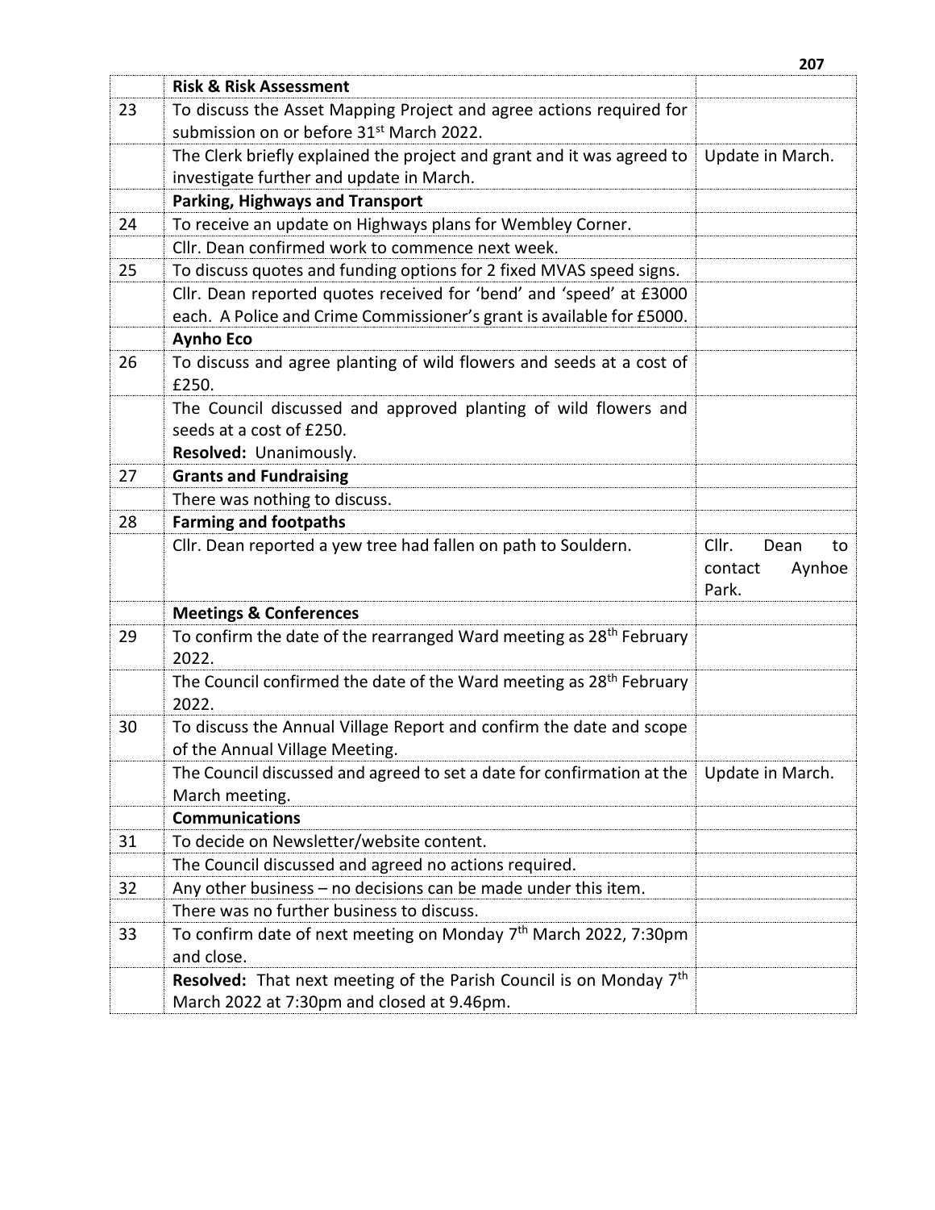| | | |
|---|---|---|
| | **Risk & Risk Assessment** | |
| 23 | To discuss the Asset Mapping Project and agree actions required for submission on or before 31st March 2022. | |
| | The Clerk briefly explained the project and grant and it was agreed to investigate further and update in March. | Update in March. |
| | **Parking, Highways and Transport** | |
| 24 | To receive an update on Highways plans for Wembley Corner. | |
| | Cllr. Dean confirmed work to commence next week. | |
| 25 | To discuss quotes and funding options for 2 fixed MVAS speed signs. | |
| | Cllr. Dean reported quotes received for 'bend' and 'speed' at £3000 each. A Police and Crime Commissioner's grant is available for £5000. | |
| | **Aynho Eco** | |
| 26 | To discuss and agree planting of wild flowers and seeds at a cost of £250. | |
| | The Council discussed and approved planting of wild flowers and seeds at a cost of £250. **Resolved:** Unanimously. | |
| 27 | **Grants and Fundraising** | |
| | There was nothing to discuss. | |
| 28 | **Farming and footpaths** | |
| | Cllr. Dean reported a yew tree had fallen on path to Souldern. | Cllr. Dean to contact Aynhoe Park. |
| | **Meetings & Conferences** | |
| 29 | To confirm the date of the rearranged Ward meeting as 28th February 2022. | |
| | The Council confirmed the date of the Ward meeting as 28th February 2022. | |
| 30 | To discuss the Annual Village Report and confirm the date and scope of the Annual Village Meeting. | |
| | The Council discussed and agreed to set a date for confirmation at the March meeting. | Update in March. |
| | **Communications** | |
| 31 | To decide on Newsletter/website content. | |
| | The Council discussed and agreed no actions required. | |
| 32 | Any other business – no decisions can be made under this item. | |
| | There was no further business to discuss. | |
| 33 | To confirm date of next meeting on Monday 7th March 2022, 7:30pm and close. | |
| | **Resolved:** That next meeting of the Parish Council is on Monday 7th March 2022 at 7:30pm and closed at 9.46pm. | |